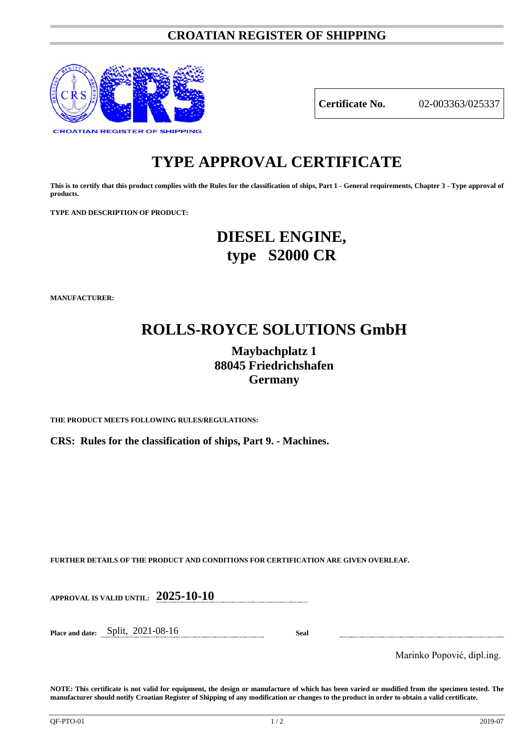# CROATIAN REGISTER OF SHIPPING

CROATIAN REGISTER OF SHIPPING

| **Certificate No.** | 02-003363/025337 |
|---|---|

# TYPE APPROVAL CERTIFICATE

**This is to certify that this product complies with the Rules for the classification of ships, Part 1 - General requirements, Chapter 3 - Type approval of products.**

**TYPE AND DESCRIPTION OF PRODUCT:**

## DIESEL ENGINE,
## type S2000 CR

**MANUFACTURER:**

## ROLLS-ROYCE SOLUTIONS GmbH

**Maybachplatz 1**
**88045 Friedrichshafen**
**Germany**

**THE PRODUCT MEETS FOLLOWING RULES/REGULATIONS:**

**CRS: Rules for the classification of ships, Part 9. - Machines.**

**FURTHER DETAILS OF THE PRODUCT AND CONDITIONS FOR CERTIFICATION ARE GIVEN OVERLEAF.**

**APPROVAL IS VALID UNTIL:** **2025-10-10**

**Place and date:** Split, 2021-08-16 **Seal**

Marinko Popović, dipl.ing.

**NOTE: This certificate is not valid for equipment, the design or manufacture of which has been varied or modified from the specimen tested. The manufacturer should notify Croatian Register of Shipping of any modification or changes to the product in order to obtain a valid certificate.**

QF-PTO-01 2019-07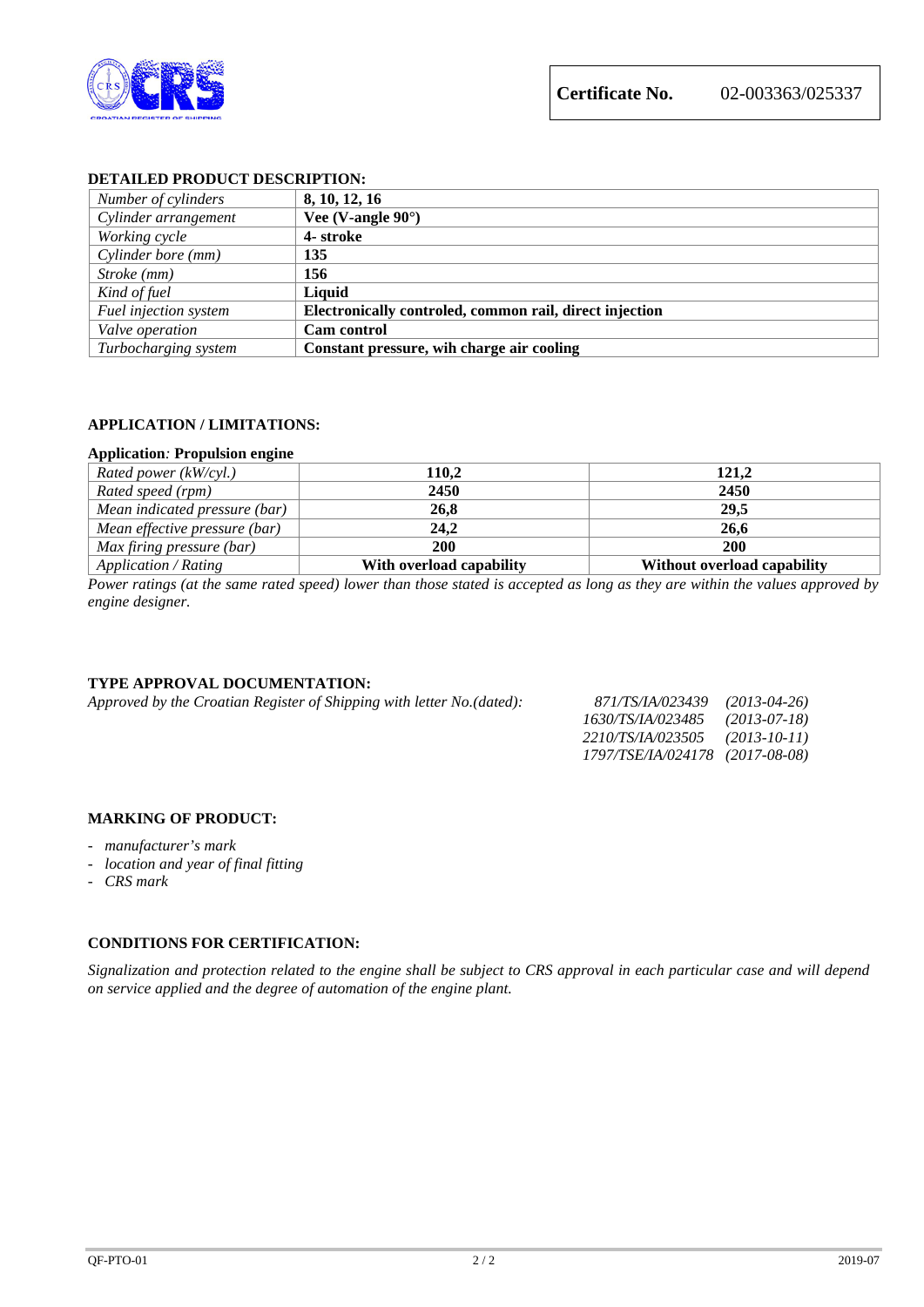**Certificate No.** 02-003363/025337

**DETAILED PRODUCT DESCRIPTION:**

| | |
|---|---|
| *Number of cylinders* | **8, 10, 12, 16** |
| *Cylinder arrangement* | **Vee (V-angle 90°)** |
| *Working cycle* | **4- stroke** |
| *Cylinder bore (mm)* | **135** |
| *Stroke (mm)* | **156** |
| *Kind of fuel* | **Liquid** |
| *Fuel injection system* | **Electronically controled, common rail, direct injection** |
| *Valve operation* | **Cam control** |
| *Turbocharging system* | **Constant pressure, wih charge air cooling** |

**APPLICATION / LIMITATIONS:**

**Application***:* **Propulsion engine**

| | | |
|---|---|---|
| *Rated power (kW/cyl.)* | **110,2** | **121,2** |
| *Rated speed (rpm)* | **2450** | **2450** |
| *Mean indicated pressure (bar)* | **26,8** | **29,5** |
| *Mean effective pressure (bar)* | **24,2** | **26,6** |
| *Max firing pressure (bar)* | **200** | **200** |
| *Application / Rating* | **With overload capability** | **Without overload capability** |

*Power ratings (at the same rated speed) lower than those stated is accepted as long as they are within the values approved by engine designer.*

**TYPE APPROVAL DOCUMENTATION:**

*Approved by the Croatian Register of Shipping with letter No.(dated):*

*871/TS/IA/023439 (2013-04-26)*
*1630/TS/IA/023485 (2013-07-18)*
*2210/TS/IA/023505 (2013-10-11)*
*1797/TSE/IA/024178 (2017-08-08)*

**MARKING OF PRODUCT:**

- *manufacturer's mark*
- *location and year of final fitting*
- *CRS mark*

**CONDITIONS FOR CERTIFICATION:**

*Signalization and protection related to the engine shall be subject to CRS approval in each particular case and will depend on service applied and the degree of automation of the engine plant.*